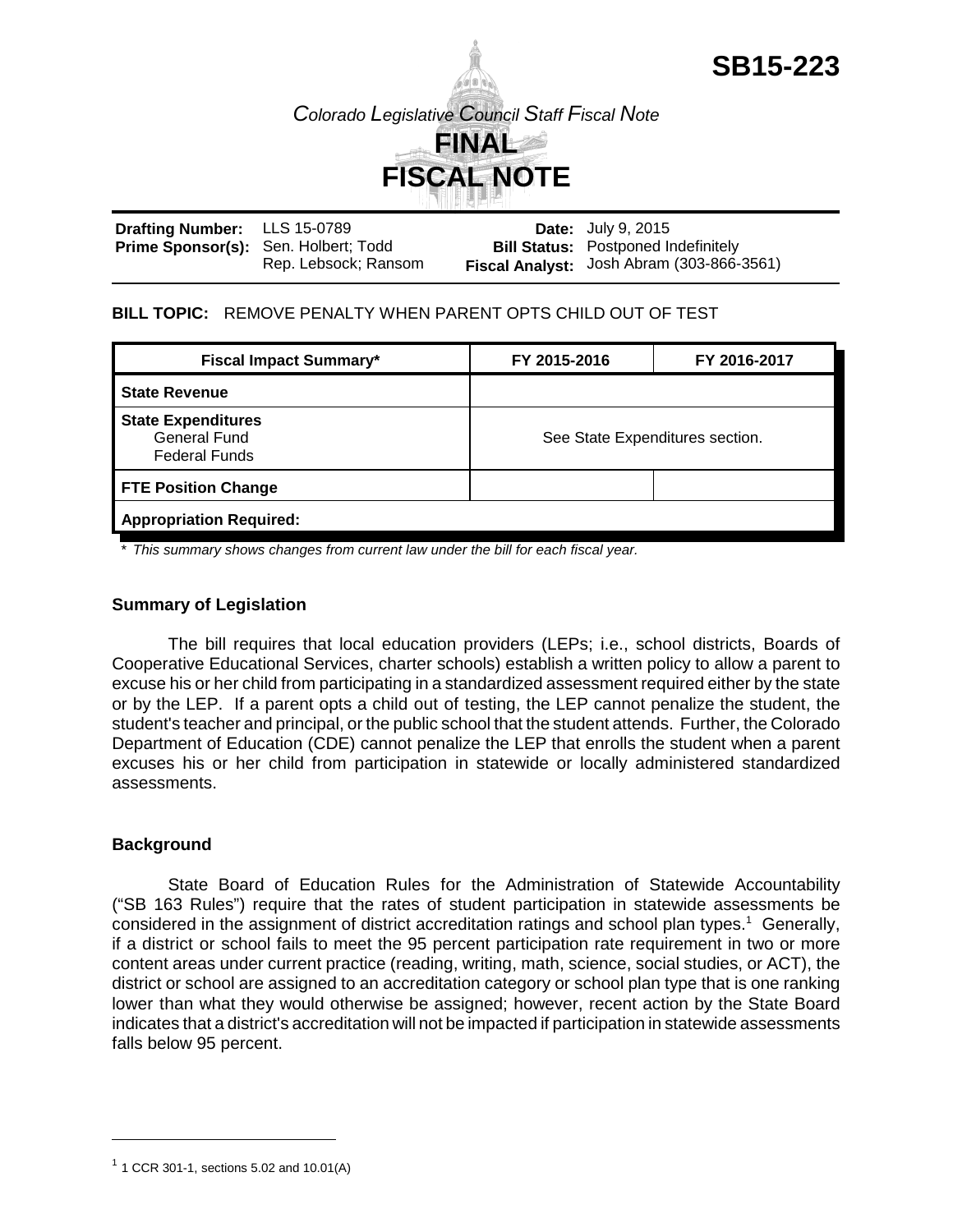# SB15-223

*Colorado Legislative Council Staff Fiscal Note*

# FINAL FISCAL NOTE

| | | | |
|---|---|---|---|
| **Drafting Number:** | LLS 15-0789 | **Date:** | July 9, 2015 |
| **Prime Sponsor(s):** | Sen. Holbert; Todd<br>Rep. Lebsock; Ransom | **Bill Status:** | Postponed Indefinitely |
| | | **Fiscal Analyst:** | Josh Abram (303-866-3561) |

**BILL TOPIC:** REMOVE PENALTY WHEN PARENT OPTS CHILD OUT OF TEST

| Fiscal Impact Summary* | FY 2015-2016 | FY 2016-2017 |
|---|---|---|
| **State Revenue** | | |
| **State Expenditures**<br>General Fund<br>Federal Funds | See State Expenditures section. | |
| **FTE Position Change** | | |
| **Appropriation Required:** | | |

*\* This summary shows changes from current law under the bill for each fiscal year.*

## Summary of Legislation

The bill requires that local education providers (LEPs; i.e., school districts, Boards of Cooperative Educational Services, charter schools) establish a written policy to allow a parent to excuse his or her child from participating in a standardized assessment required either by the state or by the LEP. If a parent opts a child out of testing, the LEP cannot penalize the student, the student's teacher and principal, or the public school that the student attends. Further, the Colorado Department of Education (CDE) cannot penalize the LEP that enrolls the student when a parent excuses his or her child from participation in statewide or locally administered standardized assessments.

## Background

State Board of Education Rules for the Administration of Statewide Accountability ("SB 163 Rules") require that the rates of student participation in statewide assessments be considered in the assignment of district accreditation ratings and school plan types.[1] Generally, if a district or school fails to meet the 95 percent participation rate requirement in two or more content areas under current practice (reading, writing, math, science, social studies, or ACT), the district or school are assigned to an accreditation category or school plan type that is one ranking lower than what they would otherwise be assigned; however, recent action by the State Board indicates that a district's accreditation will not be impacted if participation in statewide assessments falls below 95 percent.

[1] 1 CCR 301-1, sections 5.02 and 10.01(A)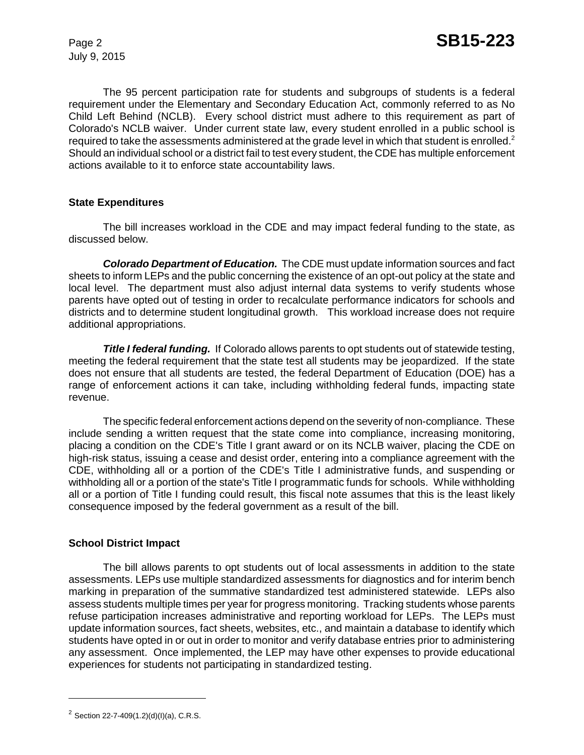The 95 percent participation rate for students and subgroups of students is a federal requirement under the Elementary and Secondary Education Act, commonly referred to as No Child Left Behind (NCLB). Every school district must adhere to this requirement as part of Colorado's NCLB waiver. Under current state law, every student enrolled in a public school is required to take the assessments administered at the grade level in which that student is enrolled.[2] Should an individual school or a district fail to test every student, the CDE has multiple enforcement actions available to it to enforce state accountability laws.

**State Expenditures**

The bill increases workload in the CDE and may impact federal funding to the state, as discussed below.

***Colorado Department of Education.*** The CDE must update information sources and fact sheets to inform LEPs and the public concerning the existence of an opt-out policy at the state and local level. The department must also adjust internal data systems to verify students whose parents have opted out of testing in order to recalculate performance indicators for schools and districts and to determine student longitudinal growth. This workload increase does not require additional appropriations.

***Title I federal funding.*** If Colorado allows parents to opt students out of statewide testing, meeting the federal requirement that the state test all students may be jeopardized. If the state does not ensure that all students are tested, the federal Department of Education (DOE) has a range of enforcement actions it can take, including withholding federal funds, impacting state revenue.

The specific federal enforcement actions depend on the severity of non-compliance. These include sending a written request that the state come into compliance, increasing monitoring, placing a condition on the CDE's Title I grant award or on its NCLB waiver, placing the CDE on high-risk status, issuing a cease and desist order, entering into a compliance agreement with the CDE, withholding all or a portion of the CDE's Title I administrative funds, and suspending or withholding all or a portion of the state's Title I programmatic funds for schools. While withholding all or a portion of Title I funding could result, this fiscal note assumes that this is the least likely consequence imposed by the federal government as a result of the bill.

**School District Impact**

The bill allows parents to opt students out of local assessments in addition to the state assessments. LEPs use multiple standardized assessments for diagnostics and for interim bench marking in preparation of the summative standardized test administered statewide. LEPs also assess students multiple times per year for progress monitoring. Tracking students whose parents refuse participation increases administrative and reporting workload for LEPs. The LEPs must update information sources, fact sheets, websites, etc., and maintain a database to identify which students have opted in or out in order to monitor and verify database entries prior to administering any assessment. Once implemented, the LEP may have other expenses to provide educational experiences for students not participating in standardized testing.

---

[2] Section 22-7-409(1.2)(d)(I)(a), C.R.S.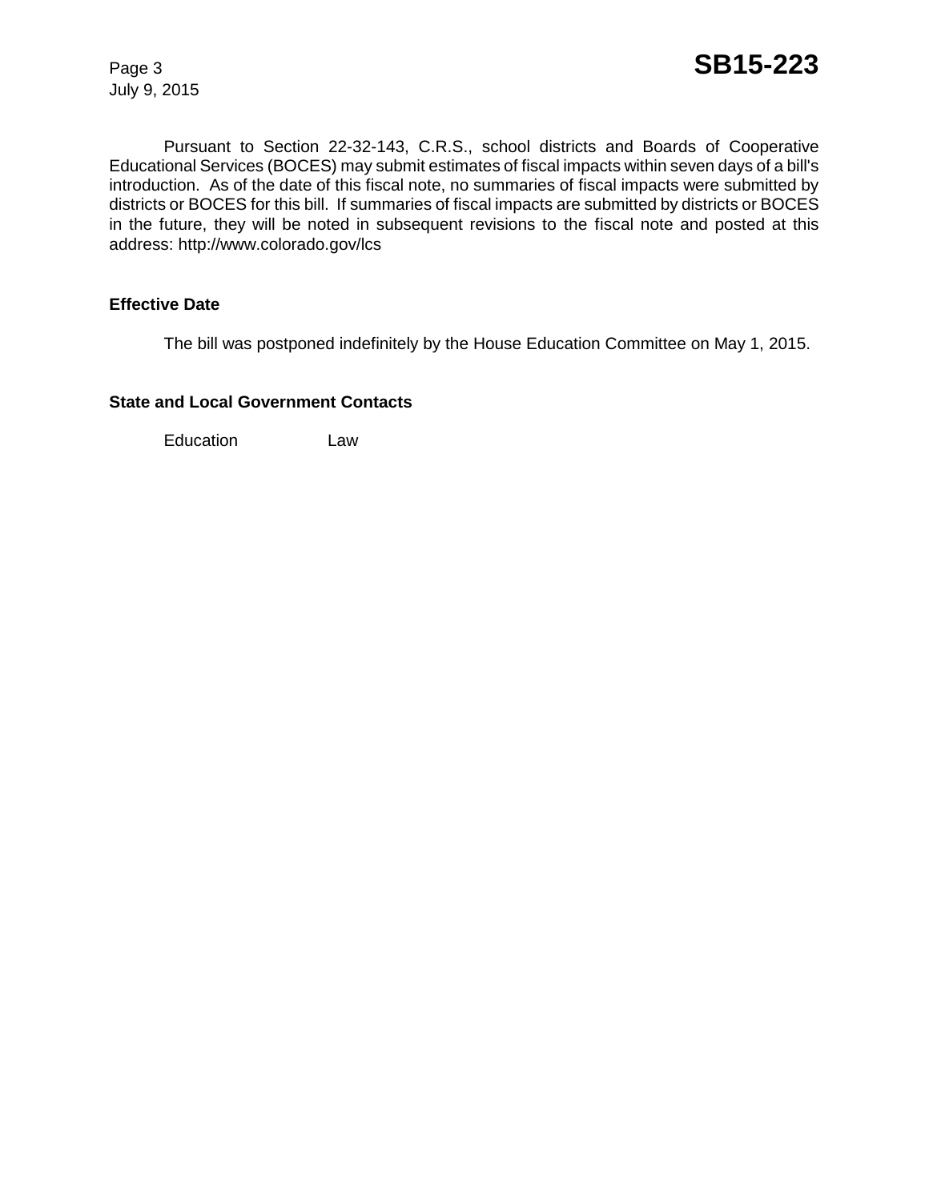Pursuant to Section 22-32-143, C.R.S., school districts and Boards of Cooperative Educational Services (BOCES) may submit estimates of fiscal impacts within seven days of a bill's introduction. As of the date of this fiscal note, no summaries of fiscal impacts were submitted by districts or BOCES for this bill. If summaries of fiscal impacts are submitted by districts or BOCES in the future, they will be noted in subsequent revisions to the fiscal note and posted at this address: http://www.colorado.gov/lcs

**Effective Date**

The bill was postponed indefinitely by the House Education Committee on May 1, 2015.

**State and Local Government Contacts**

Education    Law